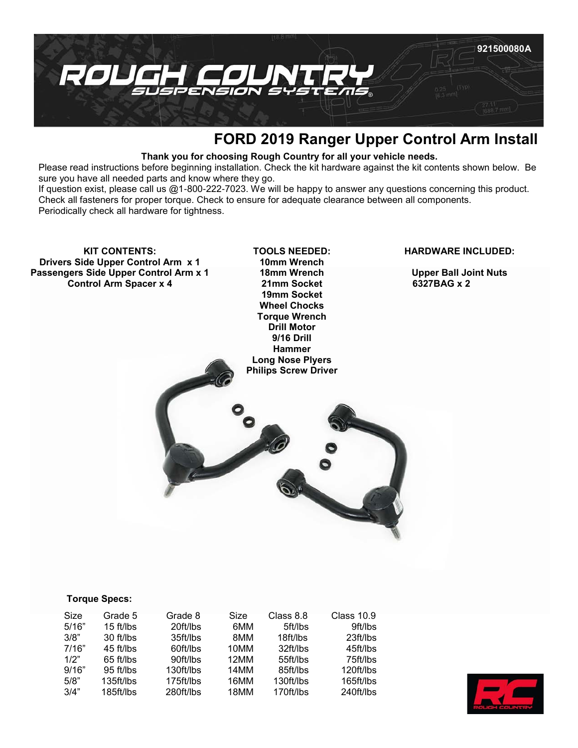921500080A

# FORD 2019 Ranger Upper Control Arm Install

**Thank you for choosing Rough Country for all your vehicle needs.**

Please read instructions before beginning installation. Check the kit hardware against the kit contents shown below. Be sure you have all needed parts and know where they go.
If question exist, please call us @1-800-222-7023. We will be happy to answer any questions concerning this product.
Check all fasteners for proper torque. Check to ensure for adequate clearance between all components.
Periodically check all hardware for tightness.

**KIT CONTENTS:**
**Drivers Side Upper Control Arm x 1**
**Passengers Side Upper Control Arm x 1**
**Control Arm Spacer x 4**

**TOOLS NEEDED:**
**10mm Wrench**
**18mm Wrench**
**21mm Socket**
**19mm Socket**
**Wheel Chocks**
**Torque Wrench**
**Drill Motor**
**9/16 Drill**
**Hammer**
**Long Nose Plyers**
**Philips Screw Driver**

**HARDWARE INCLUDED:**

**Upper Ball Joint Nuts**
**6327BAG x 2**

**Torque Specs:**

| Size | Grade 5 | Grade 8 | Size | Class 8.8 | Class 10.9 |
|---|---|---|---|---|---|
| 5/16" | 15 ft/lbs | 20ft/lbs | 6MM | 5ft/lbs | 9ft/lbs |
| 3/8" | 30 ft/lbs | 35ft/lbs | 8MM | 18ft/lbs | 23ft/lbs |
| 7/16" | 45 ft/lbs | 60ft/lbs | 10MM | 32ft/lbs | 45ft/lbs |
| 1/2" | 65 ft/lbs | 90ft/lbs | 12MM | 55ft/lbs | 75ft/lbs |
| 9/16" | 95 ft/lbs | 130ft/lbs | 14MM | 85ft/lbs | 120ft/lbs |
| 5/8" | 135ft/lbs | 175ft/lbs | 16MM | 130ft/lbs | 165ft/lbs |
| 3/4" | 185ft/lbs | 280ft/lbs | 18MM | 170ft/lbs | 240ft/lbs |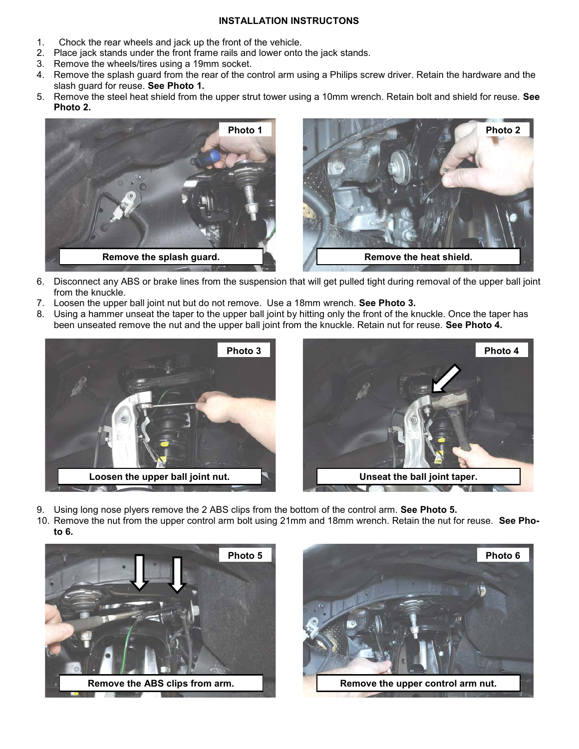**INSTALLATION INSTRUCTONS**

1. Chock the rear wheels and jack up the front of the vehicle.
2. Place jack stands under the front frame rails and lower onto the jack stands.
3. Remove the wheels/tires using a 19mm socket.
4. Remove the splash guard from the rear of the control arm using a Philips screw driver. Retain the hardware and the slash guard for reuse. **See Photo 1.**
5. Remove the steel heat shield from the upper strut tower using a 10mm wrench. Retain bolt and shield for reuse. **See Photo 2.**

**Photo 1**

**Remove the splash guard.**

**Photo 2**

**Remove the heat shield.**

6. Disconnect any ABS or brake lines from the suspension that will get pulled tight during removal of the upper ball joint from the knuckle.
7. Loosen the upper ball joint nut but do not remove. Use a 18mm wrench. **See Photo 3.**
8. Using a hammer unseat the taper to the upper ball joint by hitting only the front of the knuckle. Once the taper has been unseated remove the nut and the upper ball joint from the knuckle. Retain nut for reuse. **See Photo 4.**

**Photo 3**

**Loosen the upper ball joint nut.**

**Photo 4**

**Unseat the ball joint taper.**

9. Using long nose plyers remove the 2 ABS clips from the bottom of the control arm. **See Photo 5.**
10. Remove the nut from the upper control arm bolt using 21mm and 18mm wrench. Retain the nut for reuse. **See Photo 6.**

**Photo 5**

**Remove the ABS clips from arm.**

**Photo 6**

**Remove the upper control arm nut.**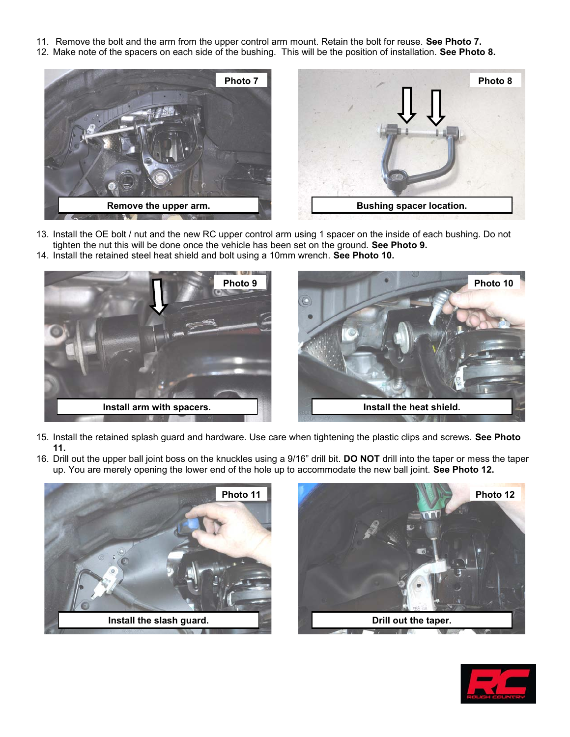11. Remove the bolt and the arm from the upper control arm mount. Retain the bolt for reuse. **See Photo 7.**
12. Make note of the spacers on each side of the bushing. This will be the position of installation. **See Photo 8.**

**Photo 7**

Remove the upper arm.

**Photo 8**

Bushing spacer location.

13. Install the OE bolt / nut and the new RC upper control arm using 1 spacer on the inside of each bushing. Do not tighten the nut this will be done once the vehicle has been set on the ground. **See Photo 9.**
14. Install the retained steel heat shield and bolt using a 10mm wrench. **See Photo 10.**

**Photo 9**

Install arm with spacers.

**Photo 10**

Install the heat shield.

15. Install the retained splash guard and hardware. Use care when tightening the plastic clips and screws. **See Photo 11.**
16. Drill out the upper ball joint boss on the knuckles using a 9/16" drill bit. **DO NOT** drill into the taper or mess the taper up. You are merely opening the lower end of the hole up to accommodate the new ball joint. **See Photo 12.**

**Photo 11**

Install the slash guard.

**Photo 12**

Drill out the taper.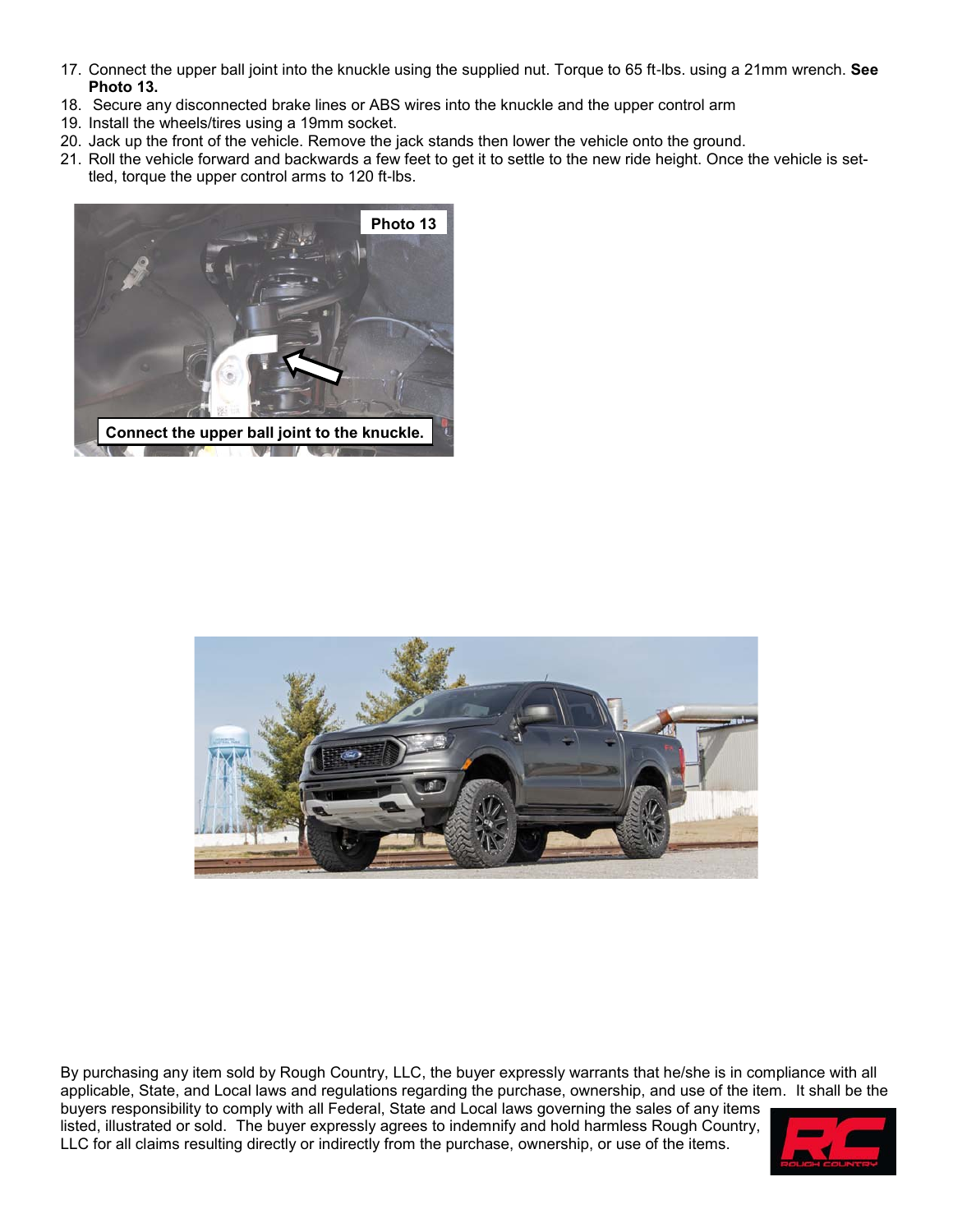17. Connect the upper ball joint into the knuckle using the supplied nut. Torque to 65 ft-lbs. using a 21mm wrench. **See Photo 13.**
18. Secure any disconnected brake lines or ABS wires into the knuckle and the upper control arm
19. Install the wheels/tires using a 19mm socket.
20. Jack up the front of the vehicle. Remove the jack stands then lower the vehicle onto the ground.
21. Roll the vehicle forward and backwards a few feet to get it to settle to the new ride height. Once the vehicle is settled, torque the upper control arms to 120 ft-lbs.

Photo 13

Connect the upper ball joint to the knuckle.

By purchasing any item sold by Rough Country, LLC, the buyer expressly warrants that he/she is in compliance with all applicable, State, and Local laws and regulations regarding the purchase, ownership, and use of the item. It shall be the buyers responsibility to comply with all Federal, State and Local laws governing the sales of any items listed, illustrated or sold. The buyer expressly agrees to indemnify and hold harmless Rough Country, LLC for all claims resulting directly or indirectly from the purchase, ownership, or use of the items.